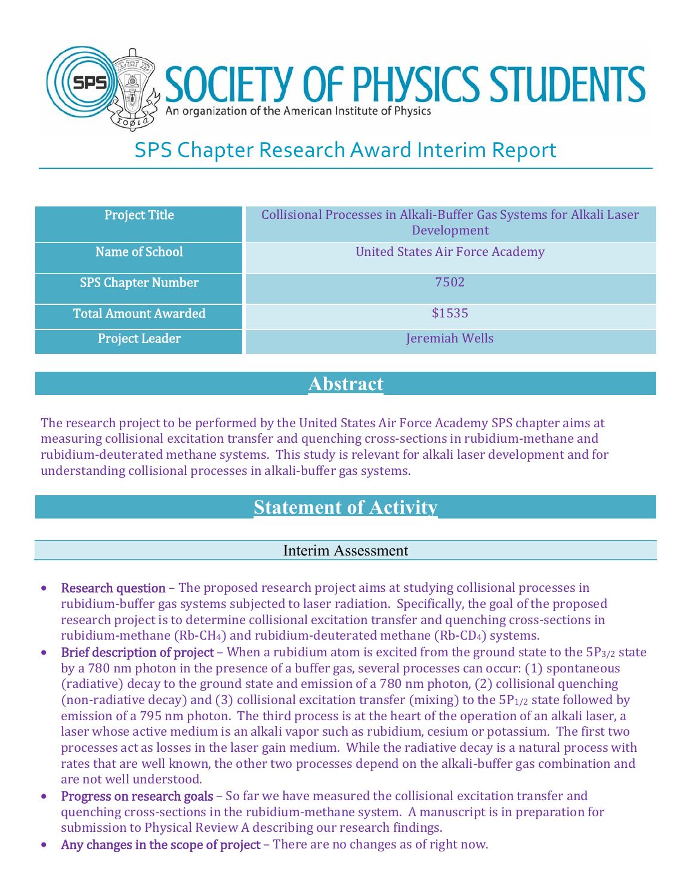# SOCIETY OF PHYSICS STUDENTS

An organization of the American Institute of Physics

## SPS Chapter Research Award Interim Report

| | |
|---|---|
| Project Title | Collisional Processes in Alkali-Buffer Gas Systems for Alkali Laser Development |
| Name of School | United States Air Force Academy |
| SPS Chapter Number | 7502 |
| Total Amount Awarded | $1535 |
| Project Leader | Jeremiah Wells |

## Abstract

The research project to be performed by the United States Air Force Academy SPS chapter aims at measuring collisional excitation transfer and quenching cross-sections in rubidium-methane and rubidium-deuterated methane systems. This study is relevant for alkali laser development and for understanding collisional processes in alkali-buffer gas systems.

## Statement of Activity

### Interim Assessment

- **Research question** – The proposed research project aims at studying collisional processes in rubidium-buffer gas systems subjected to laser radiation. Specifically, the goal of the proposed research project is to determine collisional excitation transfer and quenching cross-sections in rubidium-methane ($Rb\text{-}CH_4$) and rubidium-deuterated methane ($Rb\text{-}CD_4$) systems.
- **Brief description of project** – When a rubidium atom is excited from the ground state to the $5P_{3/2}$ state by a 780 nm photon in the presence of a buffer gas, several processes can occur: (1) spontaneous (radiative) decay to the ground state and emission of a 780 nm photon, (2) collisional quenching (non-radiative decay) and (3) collisional excitation transfer (mixing) to the $5P_{1/2}$ state followed by emission of a 795 nm photon. The third process is at the heart of the operation of an alkali laser, a laser whose active medium is an alkali vapor such as rubidium, cesium or potassium. The first two processes act as losses in the laser gain medium. While the radiative decay is a natural process with rates that are well known, the other two processes depend on the alkali-buffer gas combination and are not well understood.
- **Progress on research goals** – So far we have measured the collisional excitation transfer and quenching cross-sections in the rubidium-methane system. A manuscript is in preparation for submission to Physical Review A describing our research findings.
- **Any changes in the scope of project** – There are no changes as of right now.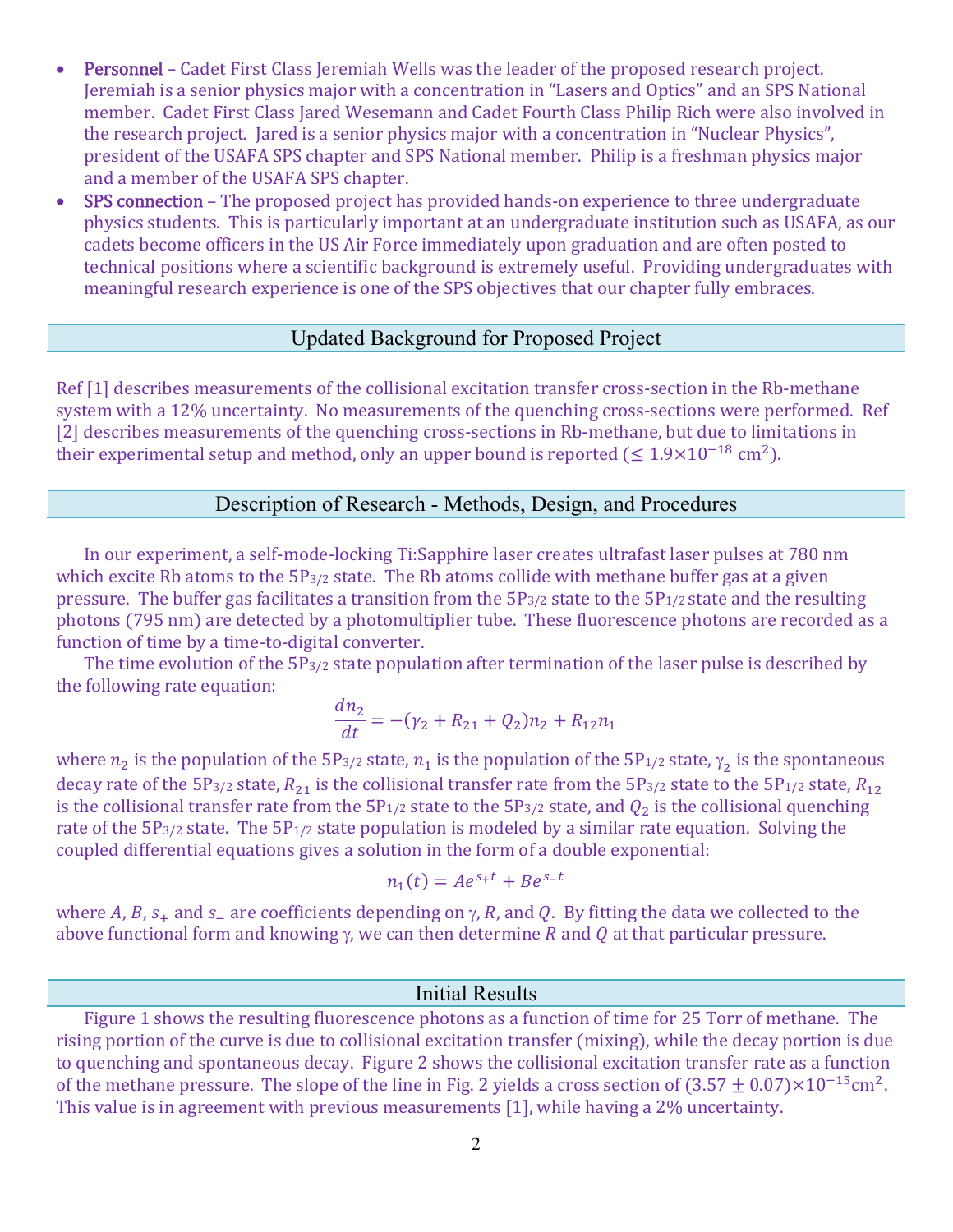- **Personnel** – Cadet First Class Jeremiah Wells was the leader of the proposed research project. Jeremiah is a senior physics major with a concentration in "Lasers and Optics" and an SPS National member. Cadet First Class Jared Wesemann and Cadet Fourth Class Philip Rich were also involved in the research project. Jared is a senior physics major with a concentration in "Nuclear Physics", president of the USAFA SPS chapter and SPS National member. Philip is a freshman physics major and a member of the USAFA SPS chapter.
- **SPS connection** – The proposed project has provided hands-on experience to three undergraduate physics students. This is particularly important at an undergraduate institution such as USAFA, as our cadets become officers in the US Air Force immediately upon graduation and are often posted to technical positions where a scientific background is extremely useful. Providing undergraduates with meaningful research experience is one of the SPS objectives that our chapter fully embraces.

## Updated Background for Proposed Project

Ref [1] describes measurements of the collisional excitation transfer cross-section in the Rb-methane system with a 12% uncertainty. No measurements of the quenching cross-sections were performed. Ref [2] describes measurements of the quenching cross-sections in Rb-methane, but due to limitations in their experimental setup and method, only an upper bound is reported ($\leq 1.9\times10^{-18}$ cm$^2$).

## Description of Research - Methods, Design, and Procedures

In our experiment, a self-mode-locking Ti:Sapphire laser creates ultrafast laser pulses at 780 nm which excite Rb atoms to the $5P_{3/2}$ state. The Rb atoms collide with methane buffer gas at a given pressure. The buffer gas facilitates a transition from the $5P_{3/2}$ state to the $5P_{1/2}$ state and the resulting photons (795 nm) are detected by a photomultiplier tube. These fluorescence photons are recorded as a function of time by a time-to-digital converter.

The time evolution of the $5P_{3/2}$ state population after termination of the laser pulse is described by the following rate equation:

$$\frac{dn_2}{dt} = -(\gamma_2 + R_{21} + Q_2)n_2 + R_{12}n_1$$

where $n_2$ is the population of the $5P_{3/2}$ state, $n_1$ is the population of the $5P_{1/2}$ state, $\gamma_2$ is the spontaneous decay rate of the $5P_{3/2}$ state, $R_{21}$ is the collisional transfer rate from the $5P_{3/2}$ state to the $5P_{1/2}$ state, $R_{12}$ is the collisional transfer rate from the $5P_{1/2}$ state to the $5P_{3/2}$ state, and $Q_2$ is the collisional quenching rate of the $5P_{3/2}$ state. The $5P_{1/2}$ state population is modeled by a similar rate equation. Solving the coupled differential equations gives a solution in the form of a double exponential:

$$n_1(t) = Ae^{s_+t} + Be^{s_-t}$$

where $A$, $B$, $s_+$ and $s_-$ are coefficients depending on $\gamma$, $R$, and $Q$. By fitting the data we collected to the above functional form and knowing $\gamma$, we can then determine $R$ and $Q$ at that particular pressure.

## Initial Results

Figure 1 shows the resulting fluorescence photons as a function of time for 25 Torr of methane. The rising portion of the curve is due to collisional excitation transfer (mixing), while the decay portion is due to quenching and spontaneous decay. Figure 2 shows the collisional excitation transfer rate as a function of the methane pressure. The slope of the line in Fig. 2 yields a cross section of $(3.57 \pm 0.07)\times10^{-15}$cm$^2$. This value is in agreement with previous measurements [1], while having a 2% uncertainty.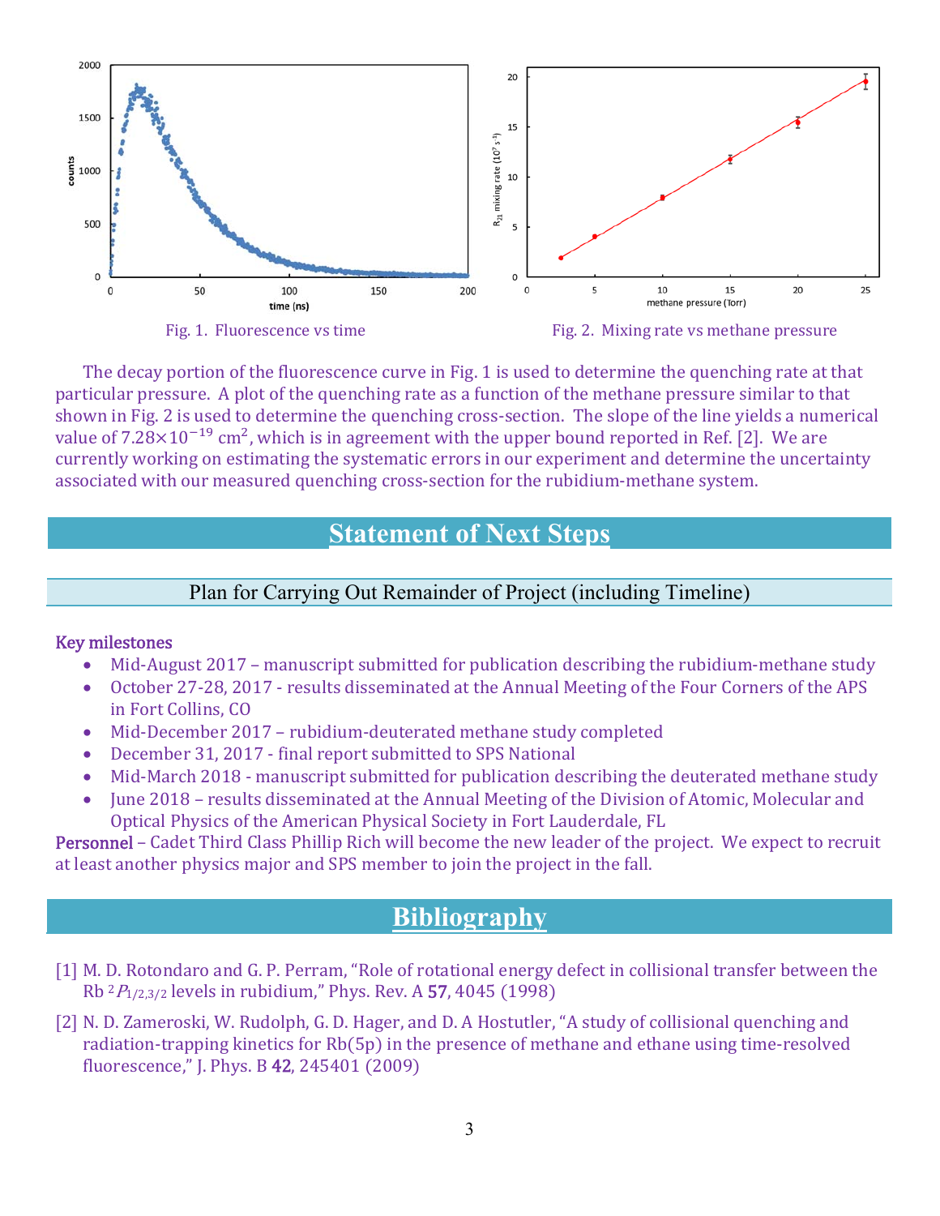2000

1500

1000

500

0

counts

0 50 100 150 200

time (ns)

Fig. 1. Fluorescence vs time

20

15

10

5

0

$R_{21}$ mixing rate ($10^7$ s$^{-1}$)

0 5 10 15 20 25

methane pressure (Torr)

Fig. 2. Mixing rate vs methane pressure

The decay portion of the fluorescence curve in Fig. 1 is used to determine the quenching rate at that particular pressure. A plot of the quenching rate as a function of the methane pressure similar to that shown in Fig. 2 is used to determine the quenching cross-section. The slope of the line yields a numerical value of $7.28\times10^{-19}$ cm$^2$, which is in agreement with the upper bound reported in Ref. [2]. We are currently working on estimating the systematic errors in our experiment and determine the uncertainty associated with our measured quenching cross-section for the rubidium-methane system.

# Statement of Next Steps

## Plan for Carrying Out Remainder of Project (including Timeline)

**Key milestones**

- Mid-August 2017 – manuscript submitted for publication describing the rubidium-methane study
- October 27-28, 2017 - results disseminated at the Annual Meeting of the Four Corners of the APS in Fort Collins, CO
- Mid-December 2017 – rubidium-deuterated methane study completed
- December 31, 2017 - final report submitted to SPS National
- Mid-March 2018 - manuscript submitted for publication describing the deuterated methane study
- June 2018 – results disseminated at the Annual Meeting of the Division of Atomic, Molecular and Optical Physics of the American Physical Society in Fort Lauderdale, FL

**Personnel** – Cadet Third Class Phillip Rich will become the new leader of the project. We expect to recruit at least another physics major and SPS member to join the project in the fall.

# Bibliography

[1] M. D. Rotondaro and G. P. Perram, "Role of rotational energy defect in collisional transfer between the Rb $^2P_{1/2,3/2}$ levels in rubidium," Phys. Rev. A **57**, 4045 (1998)

[2] N. D. Zameroski, W. Rudolph, G. D. Hager, and D. A Hostutler, "A study of collisional quenching and radiation-trapping kinetics for Rb(5p) in the presence of methane and ethane using time-resolved fluorescence," J. Phys. B **42**, 245401 (2009)